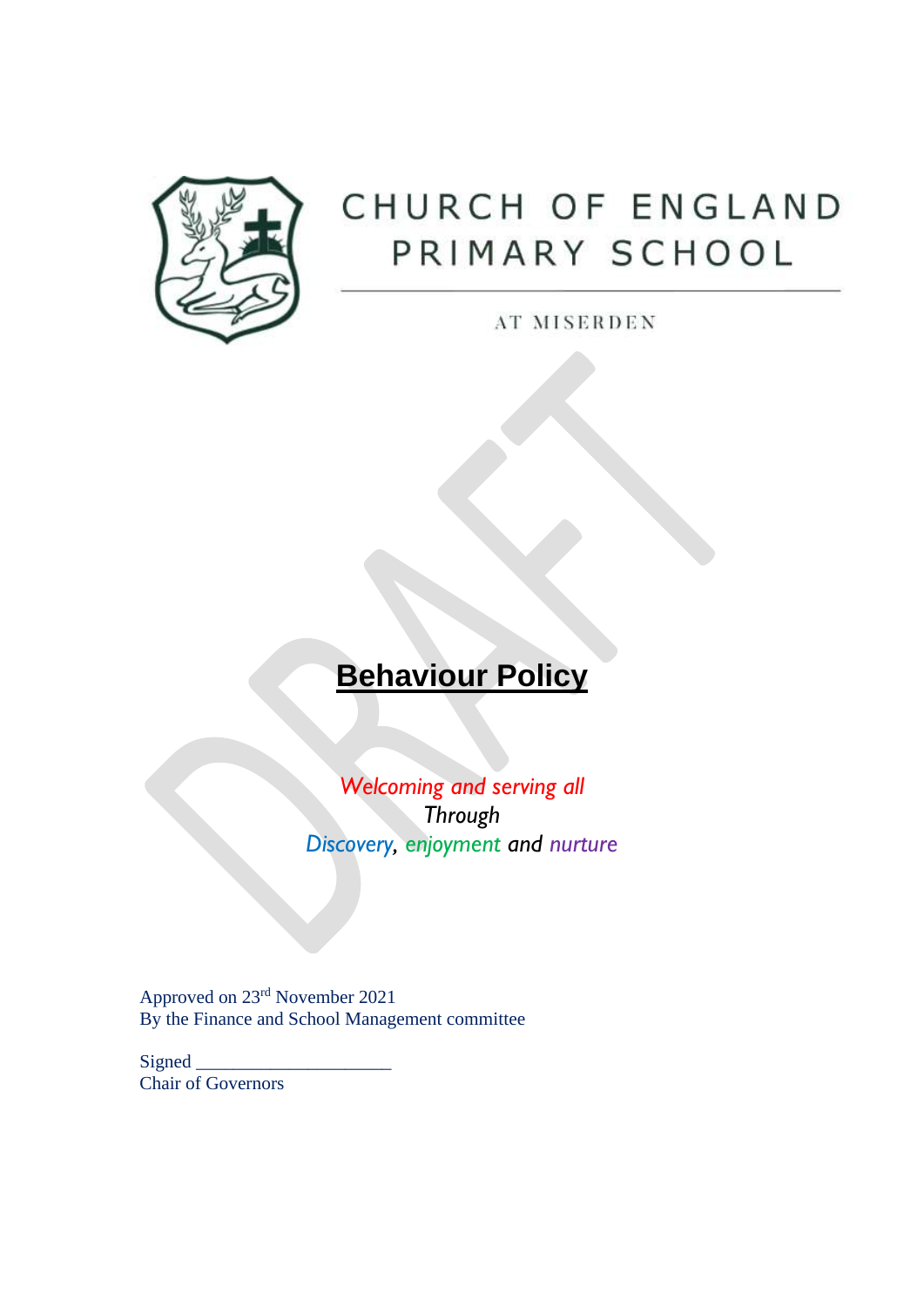CHURCH OF ENGLAND PRIMARY SCHOOL

AT MISERDEN

DRAFT

# Behaviour Policy

*Welcoming and serving all*
*Through*
*Discovery, enjoyment and nurture*

Approved on 23rd November 2021
By the Finance and School Management committee

Signed ____________________
Chair of Governors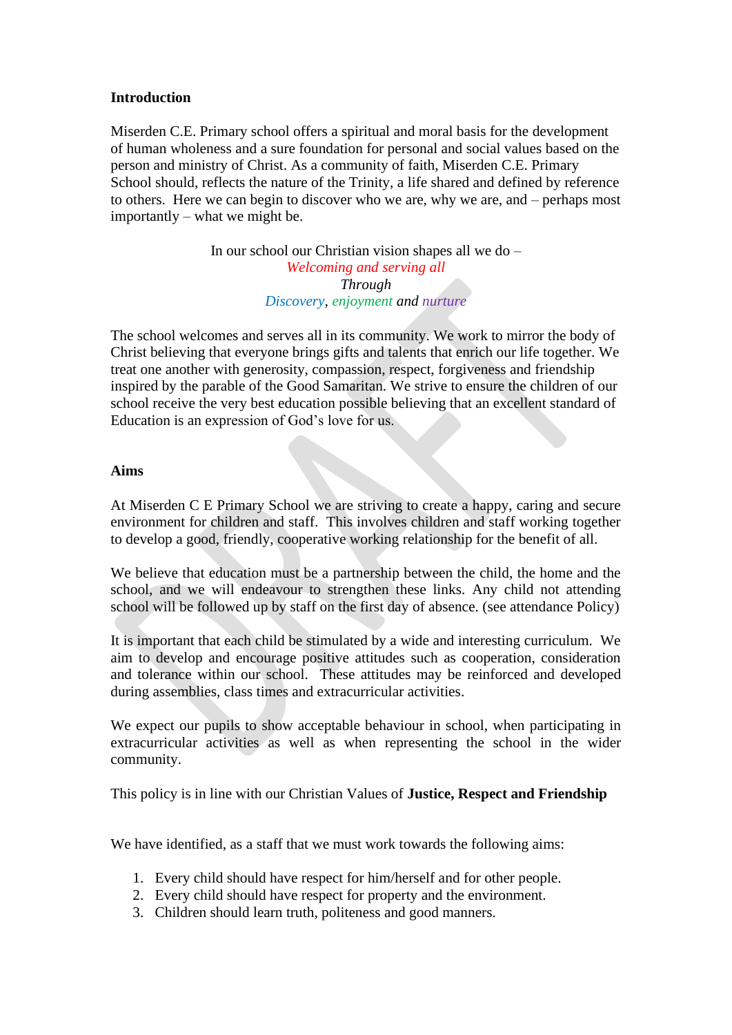**Introduction**

Miserden C.E. Primary school offers a spiritual and moral basis for the development of human wholeness and a sure foundation for personal and social values based on the person and ministry of Christ. As a community of faith, Miserden C.E. Primary School should, reflects the nature of the Trinity, a life shared and defined by reference to others. Here we can begin to discover who we are, why we are, and – perhaps most importantly – what we might be.

In our school our Christian vision shapes all we do –
*Welcoming and serving all*
*Through*
*Discovery, enjoyment and nurture*

The school welcomes and serves all in its community. We work to mirror the body of Christ believing that everyone brings gifts and talents that enrich our life together. We treat one another with generosity, compassion, respect, forgiveness and friendship inspired by the parable of the Good Samaritan. We strive to ensure the children of our school receive the very best education possible believing that an excellent standard of Education is an expression of God's love for us.

**Aims**

At Miserden C E Primary School we are striving to create a happy, caring and secure environment for children and staff. This involves children and staff working together to develop a good, friendly, cooperative working relationship for the benefit of all.

We believe that education must be a partnership between the child, the home and the school, and we will endeavour to strengthen these links. Any child not attending school will be followed up by staff on the first day of absence. (see attendance Policy)

It is important that each child be stimulated by a wide and interesting curriculum. We aim to develop and encourage positive attitudes such as cooperation, consideration and tolerance within our school. These attitudes may be reinforced and developed during assemblies, class times and extracurricular activities.

We expect our pupils to show acceptable behaviour in school, when participating in extracurricular activities as well as when representing the school in the wider community.

This policy is in line with our Christian Values of **Justice, Respect and Friendship**

We have identified, as a staff that we must work towards the following aims:

1. Every child should have respect for him/herself and for other people.
2. Every child should have respect for property and the environment.
3. Children should learn truth, politeness and good manners.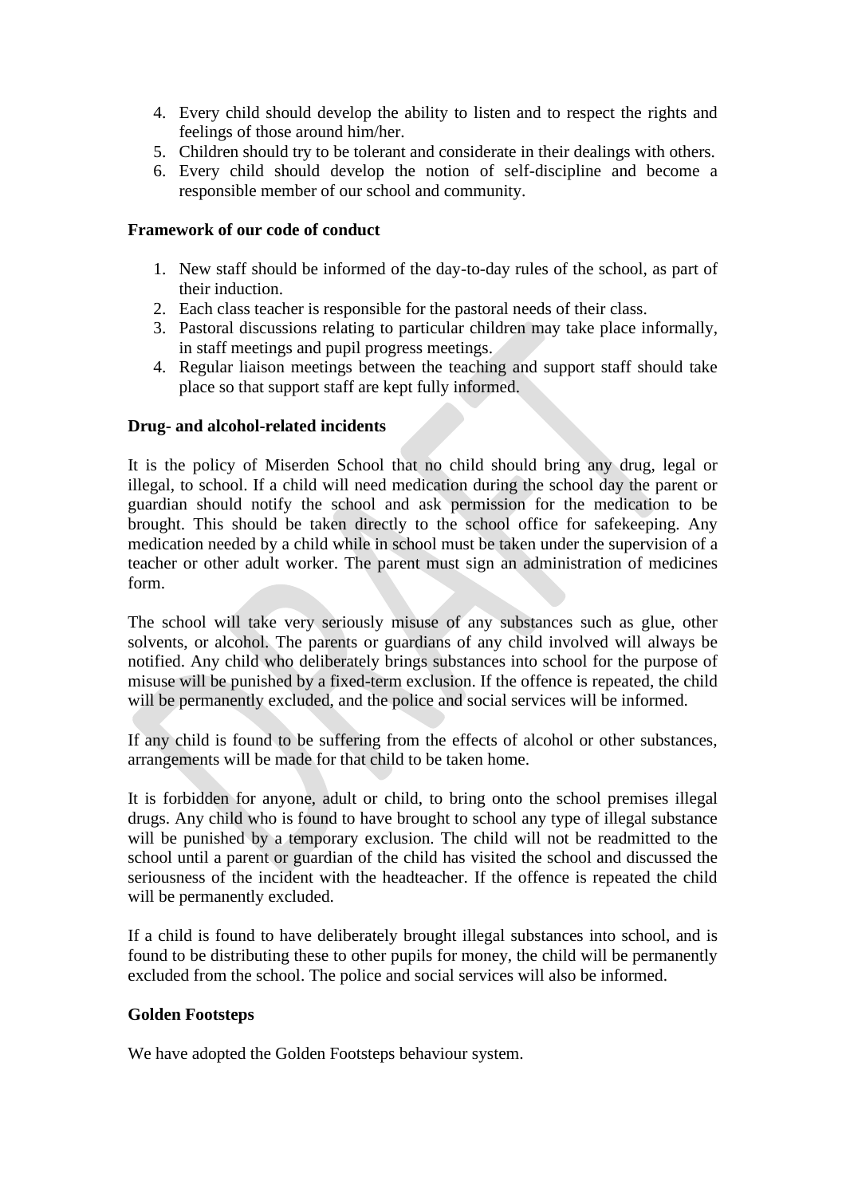4. Every child should develop the ability to listen and to respect the rights and feelings of those around him/her.
5. Children should try to be tolerant and considerate in their dealings with others.
6. Every child should develop the notion of self-discipline and become a responsible member of our school and community.

**Framework of our code of conduct**

1. New staff should be informed of the day-to-day rules of the school, as part of their induction.
2. Each class teacher is responsible for the pastoral needs of their class.
3. Pastoral discussions relating to particular children may take place informally, in staff meetings and pupil progress meetings.
4. Regular liaison meetings between the teaching and support staff should take place so that support staff are kept fully informed.

**Drug- and alcohol-related incidents**

It is the policy of Miserden School that no child should bring any drug, legal or illegal, to school. If a child will need medication during the school day the parent or guardian should notify the school and ask permission for the medication to be brought. This should be taken directly to the school office for safekeeping. Any medication needed by a child while in school must be taken under the supervision of a teacher or other adult worker. The parent must sign an administration of medicines form.

The school will take very seriously misuse of any substances such as glue, other solvents, or alcohol. The parents or guardians of any child involved will always be notified. Any child who deliberately brings substances into school for the purpose of misuse will be punished by a fixed-term exclusion. If the offence is repeated, the child will be permanently excluded, and the police and social services will be informed.

If any child is found to be suffering from the effects of alcohol or other substances, arrangements will be made for that child to be taken home.

It is forbidden for anyone, adult or child, to bring onto the school premises illegal drugs. Any child who is found to have brought to school any type of illegal substance will be punished by a temporary exclusion. The child will not be readmitted to the school until a parent or guardian of the child has visited the school and discussed the seriousness of the incident with the headteacher. If the offence is repeated the child will be permanently excluded.

If a child is found to have deliberately brought illegal substances into school, and is found to be distributing these to other pupils for money, the child will be permanently excluded from the school. The police and social services will also be informed.

**Golden Footsteps**

We have adopted the Golden Footsteps behaviour system.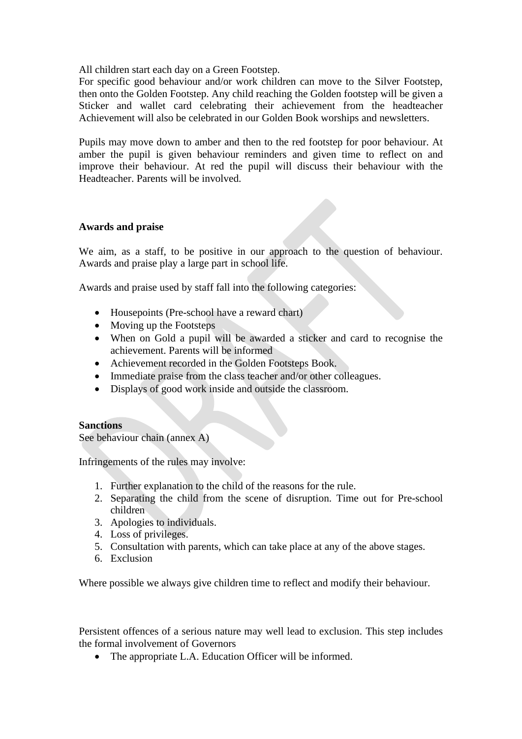All children start each day on a Green Footstep.
For specific good behaviour and/or work children can move to the Silver Footstep, then onto the Golden Footstep. Any child reaching the Golden footstep will be given a Sticker and wallet card celebrating their achievement from the headteacher Achievement will also be celebrated in our Golden Book worships and newsletters.

Pupils may move down to amber and then to the red footstep for poor behaviour. At amber the pupil is given behaviour reminders and given time to reflect on and improve their behaviour. At red the pupil will discuss their behaviour with the Headteacher. Parents will be involved.

**Awards and praise**

We aim, as a staff, to be positive in our approach to the question of behaviour. Awards and praise play a large part in school life.

Awards and praise used by staff fall into the following categories:

- Housepoints (Pre-school have a reward chart)
- Moving up the Footsteps
- When on Gold a pupil will be awarded a sticker and card to recognise the achievement. Parents will be informed
- Achievement recorded in the Golden Footsteps Book.
- Immediate praise from the class teacher and/or other colleagues.
- Displays of good work inside and outside the classroom.

**Sanctions**
See behaviour chain (annex A)

Infringements of the rules may involve:

1. Further explanation to the child of the reasons for the rule.
2. Separating the child from the scene of disruption. Time out for Pre-school children
3. Apologies to individuals.
4. Loss of privileges.
5. Consultation with parents, which can take place at any of the above stages.
6. Exclusion

Where possible we always give children time to reflect and modify their behaviour.

Persistent offences of a serious nature may well lead to exclusion. This step includes the formal involvement of Governors

- The appropriate L.A. Education Officer will be informed.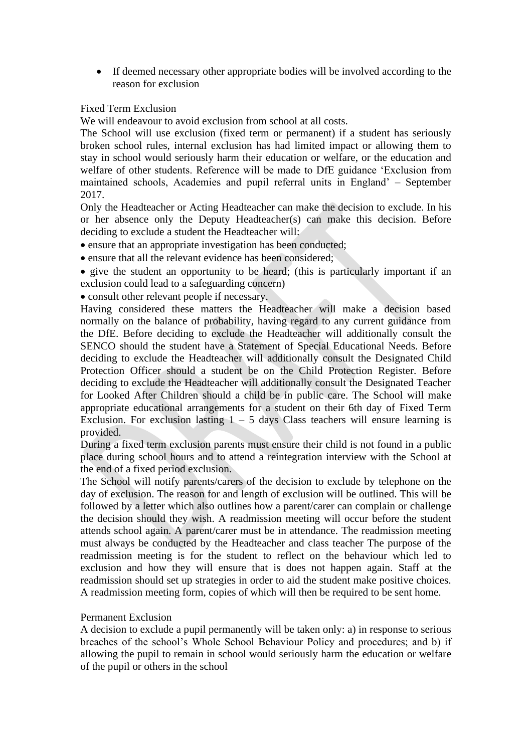- If deemed necessary other appropriate bodies will be involved according to the reason for exclusion

Fixed Term Exclusion

We will endeavour to avoid exclusion from school at all costs.

The School will use exclusion (fixed term or permanent) if a student has seriously broken school rules, internal exclusion has had limited impact or allowing them to stay in school would seriously harm their education or welfare, or the education and welfare of other students. Reference will be made to DfE guidance 'Exclusion from maintained schools, Academies and pupil referral units in England' – September 2017.

Only the Headteacher or Acting Headteacher can make the decision to exclude. In his or her absence only the Deputy Headteacher(s) can make this decision. Before deciding to exclude a student the Headteacher will:

- ensure that an appropriate investigation has been conducted;
- ensure that all the relevant evidence has been considered;
- give the student an opportunity to be heard; (this is particularly important if an exclusion could lead to a safeguarding concern)
- consult other relevant people if necessary.

Having considered these matters the Headteacher will make a decision based normally on the balance of probability, having regard to any current guidance from the DfE. Before deciding to exclude the Headteacher will additionally consult the SENCO should the student have a Statement of Special Educational Needs. Before deciding to exclude the Headteacher will additionally consult the Designated Child Protection Officer should a student be on the Child Protection Register. Before deciding to exclude the Headteacher will additionally consult the Designated Teacher for Looked After Children should a child be in public care. The School will make appropriate educational arrangements for a student on their 6th day of Fixed Term Exclusion. For exclusion lasting 1 – 5 days Class teachers will ensure learning is provided.

During a fixed term exclusion parents must ensure their child is not found in a public place during school hours and to attend a reintegration interview with the School at the end of a fixed period exclusion.

The School will notify parents/carers of the decision to exclude by telephone on the day of exclusion. The reason for and length of exclusion will be outlined. This will be followed by a letter which also outlines how a parent/carer can complain or challenge the decision should they wish. A readmission meeting will occur before the student attends school again. A parent/carer must be in attendance. The readmission meeting must always be conducted by the Headteacher and class teacher The purpose of the readmission meeting is for the student to reflect on the behaviour which led to exclusion and how they will ensure that is does not happen again. Staff at the readmission should set up strategies in order to aid the student make positive choices. A readmission meeting form, copies of which will then be required to be sent home.

Permanent Exclusion

A decision to exclude a pupil permanently will be taken only: a) in response to serious breaches of the school's Whole School Behaviour Policy and procedures; and b) if allowing the pupil to remain in school would seriously harm the education or welfare of the pupil or others in the school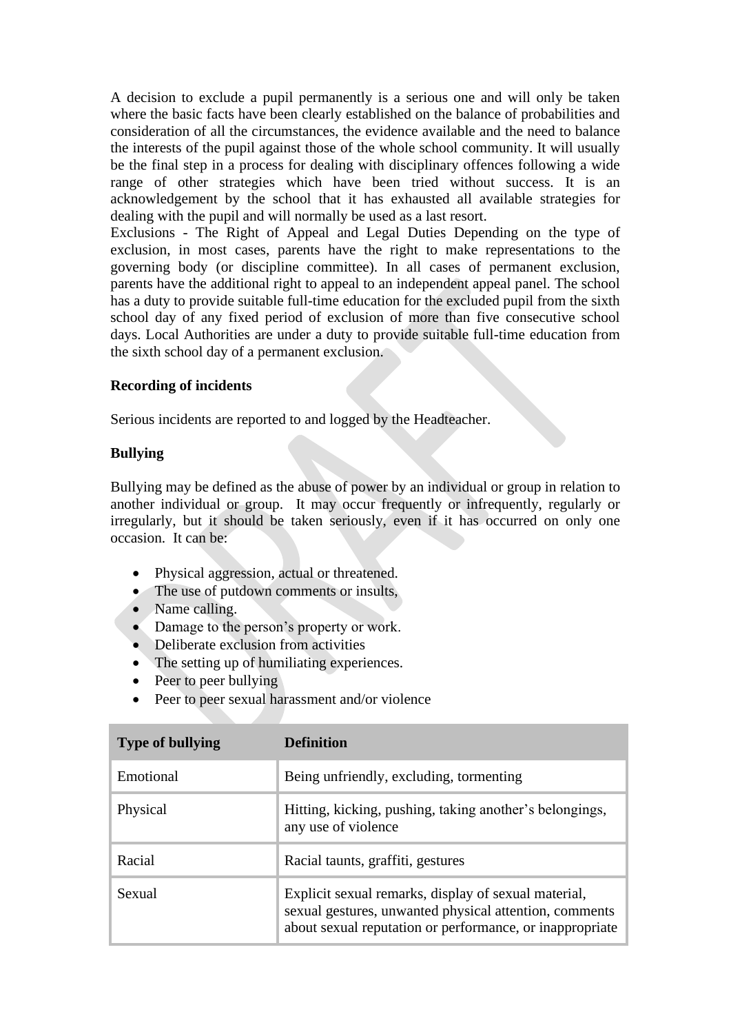A decision to exclude a pupil permanently is a serious one and will only be taken where the basic facts have been clearly established on the balance of probabilities and consideration of all the circumstances, the evidence available and the need to balance the interests of the pupil against those of the whole school community. It will usually be the final step in a process for dealing with disciplinary offences following a wide range of other strategies which have been tried without success. It is an acknowledgement by the school that it has exhausted all available strategies for dealing with the pupil and will normally be used as a last resort.

Exclusions - The Right of Appeal and Legal Duties Depending on the type of exclusion, in most cases, parents have the right to make representations to the governing body (or discipline committee). In all cases of permanent exclusion, parents have the additional right to appeal to an independent appeal panel. The school has a duty to provide suitable full-time education for the excluded pupil from the sixth school day of any fixed period of exclusion of more than five consecutive school days. Local Authorities are under a duty to provide suitable full-time education from the sixth school day of a permanent exclusion.

**Recording of incidents**

Serious incidents are reported to and logged by the Headteacher.

**Bullying**

Bullying may be defined as the abuse of power by an individual or group in relation to another individual or group. It may occur frequently or infrequently, regularly or irregularly, but it should be taken seriously, even if it has occurred on only one occasion. It can be:

- Physical aggression, actual or threatened.
- The use of putdown comments or insults,
- Name calling.
- Damage to the person's property or work.
- Deliberate exclusion from activities
- The setting up of humiliating experiences.
- Peer to peer bullying
- Peer to peer sexual harassment and/or violence

| Type of bullying | Definition |
|---|---|
| Emotional | Being unfriendly, excluding, tormenting |
| Physical | Hitting, kicking, pushing, taking another's belongings, any use of violence |
| Racial | Racial taunts, graffiti, gestures |
| Sexual | Explicit sexual remarks, display of sexual material, sexual gestures, unwanted physical attention, comments about sexual reputation or performance, or inappropriate |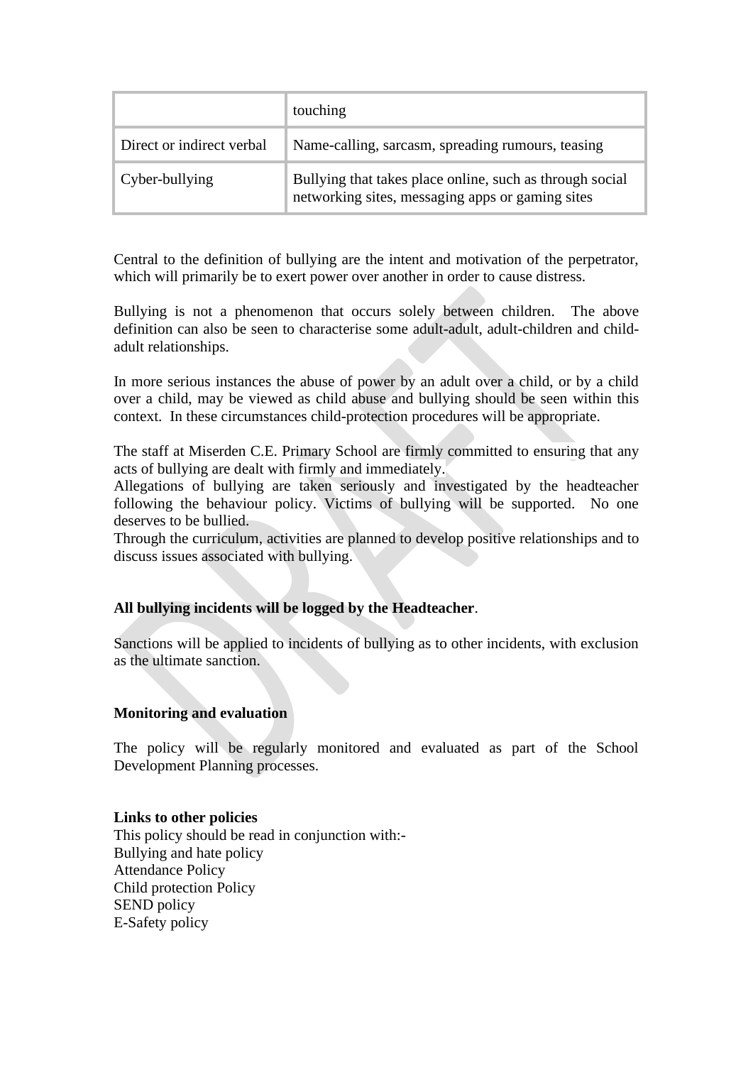|  |  |
| --- | --- |
|  | touching |
| Direct or indirect verbal | Name-calling, sarcasm, spreading rumours, teasing |
| Cyber-bullying | Bullying that takes place online, such as through social networking sites, messaging apps or gaming sites |

Central to the definition of bullying are the intent and motivation of the perpetrator, which will primarily be to exert power over another in order to cause distress.

Bullying is not a phenomenon that occurs solely between children. The above definition can also be seen to characterise some adult-adult, adult-children and child-adult relationships.

In more serious instances the abuse of power by an adult over a child, or by a child over a child, may be viewed as child abuse and bullying should be seen within this context. In these circumstances child-protection procedures will be appropriate.

The staff at Miserden C.E. Primary School are firmly committed to ensuring that any acts of bullying are dealt with firmly and immediately.
Allegations of bullying are taken seriously and investigated by the headteacher following the behaviour policy. Victims of bullying will be supported. No one deserves to be bullied.
Through the curriculum, activities are planned to develop positive relationships and to discuss issues associated with bullying.

**All bullying incidents will be logged by the Headteacher**.

Sanctions will be applied to incidents of bullying as to other incidents, with exclusion as the ultimate sanction.

**Monitoring and evaluation**

The policy will be regularly monitored and evaluated as part of the School Development Planning processes.

**Links to other policies**
This policy should be read in conjunction with:-
Bullying and hate policy
Attendance Policy
Child protection Policy
SEND policy
E-Safety policy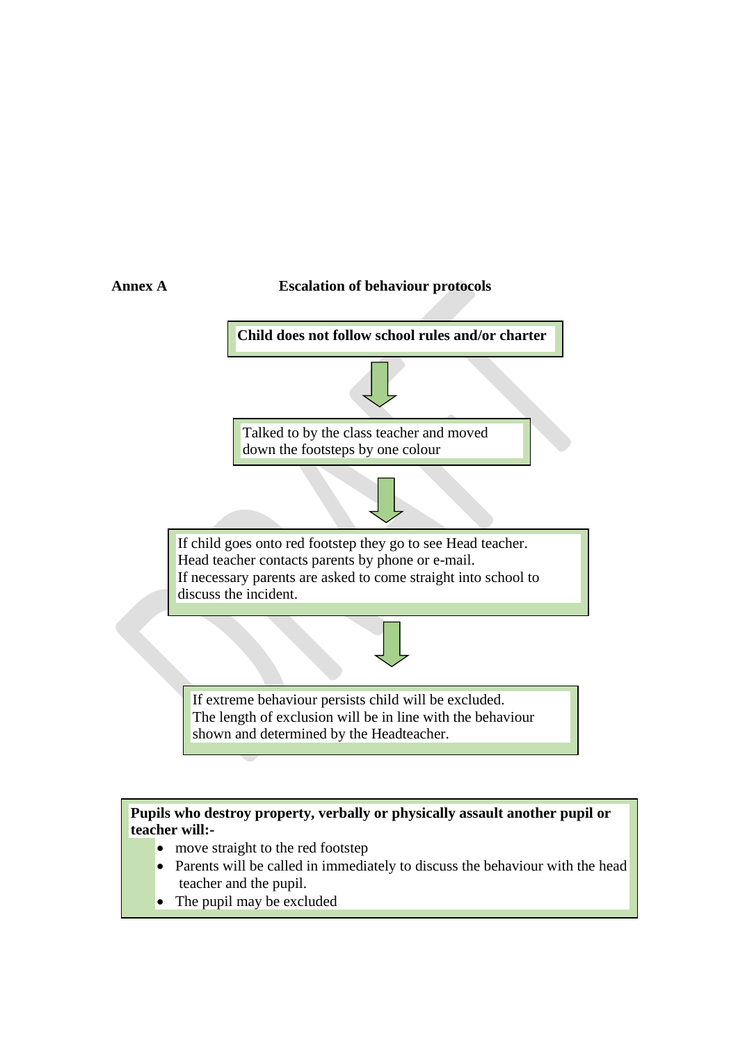**Annex A** **Escalation of behaviour protocols**

**Child does not follow school rules and/or charter**

↓

Talked to by the class teacher and moved down the footsteps by one colour

↓

If child goes onto red footstep they go to see Head teacher.
Head teacher contacts parents by phone or e-mail.
If necessary parents are asked to come straight into school to discuss the incident.

↓

If extreme behaviour persists child will be excluded.
The length of exclusion will be in line with the behaviour shown and determined by the Headteacher.

**Pupils who destroy property, verbally or physically assault another pupil or teacher will:-**

- move straight to the red footstep
- Parents will be called in immediately to discuss the behaviour with the head teacher and the pupil.
- The pupil may be excluded